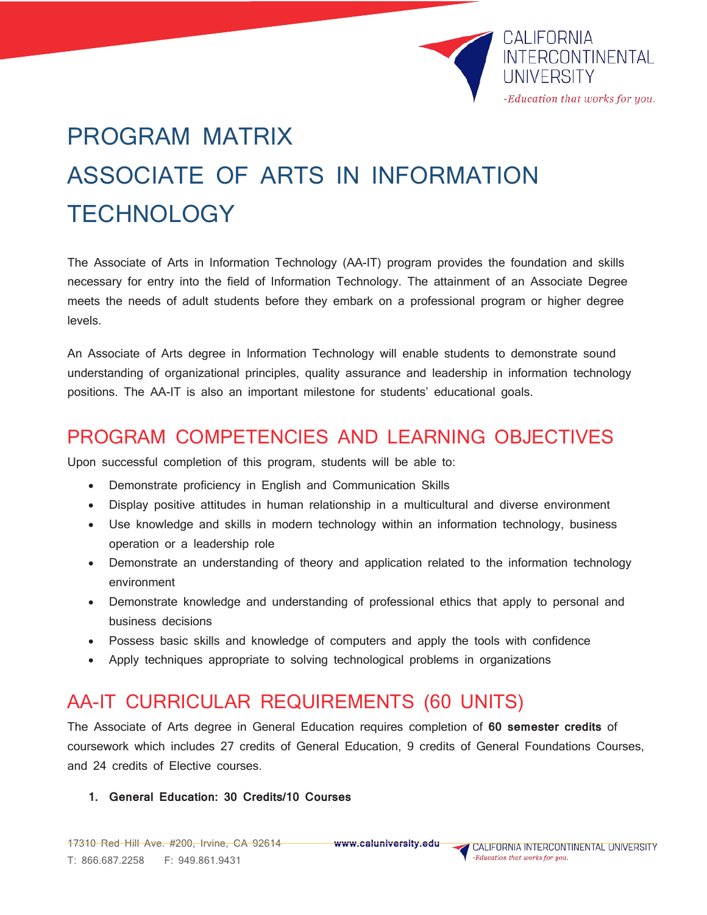# PROGRAM MATRIX ASSOCIATE OF ARTS IN INFORMATION TECHNOLOGY

The Associate of Arts in Information Technology (AA-IT) program provides the foundation and skills necessary for entry into the field of Information Technology. The attainment of an Associate Degree meets the needs of adult students before they embark on a professional program or higher degree levels.

An Associate of Arts degree in Information Technology will enable students to demonstrate sound understanding of organizational principles, quality assurance and leadership in information technology positions. The AA-IT is also an important milestone for students' educational goals.

## PROGRAM COMPETENCIES AND LEARNING OBJECTIVES

Upon successful completion of this program, students will be able to:

- Demonstrate proficiency in English and Communication Skills
- Display positive attitudes in human relationship in a multicultural and diverse environment
- Use knowledge and skills in modern technology within an information technology, business operation or a leadership role
- Demonstrate an understanding of theory and application related to the information technology environment
- Demonstrate knowledge and understanding of professional ethics that apply to personal and business decisions
- Possess basic skills and knowledge of computers and apply the tools with confidence
- Apply techniques appropriate to solving technological problems in organizations

## AA-IT CURRICULAR REQUIREMENTS (60 UNITS)

The Associate of Arts degree in General Education requires completion of **60 semester credits** of coursework which includes 27 credits of General Education, 9 credits of General Foundations Courses, and 24 credits of Elective courses.

1. **General Education: 30 Credits/10 Courses**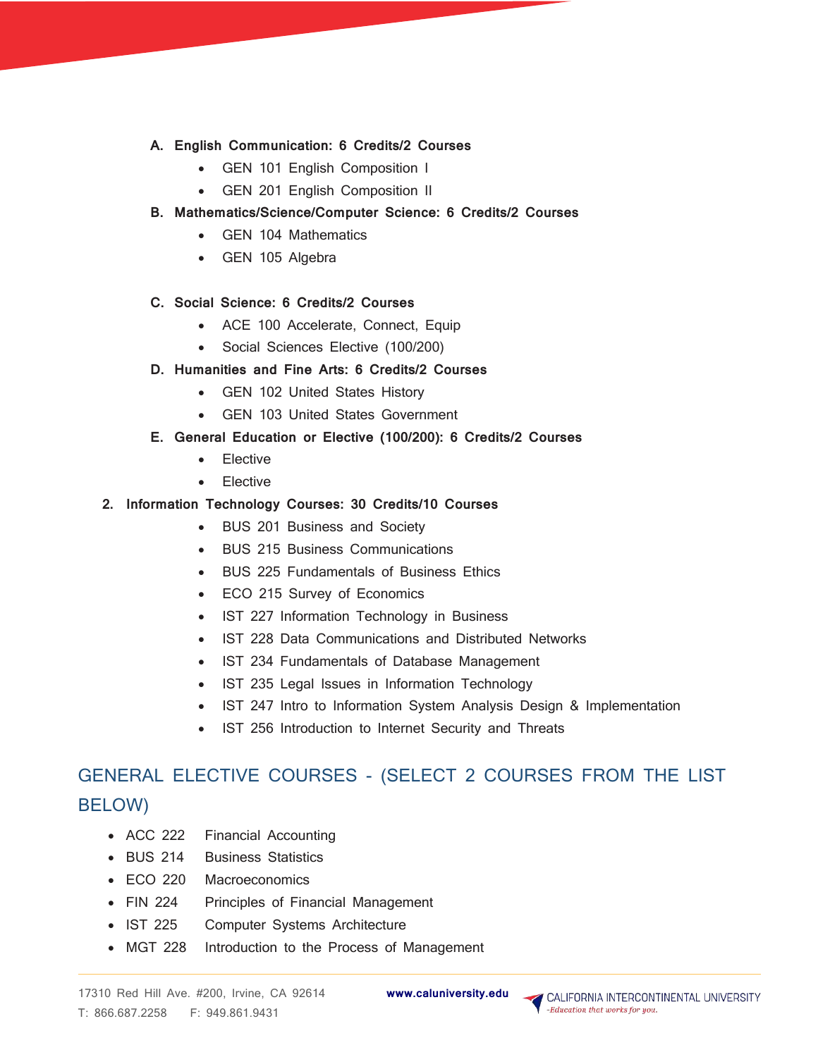A. **English Communication: 6 Credits/2 Courses**
    - GEN 101 English Composition I
    - GEN 201 English Composition II

B. **Mathematics/Science/Computer Science: 6 Credits/2 Courses**
    - GEN 104 Mathematics
    - GEN 105 Algebra

C. **Social Science: 6 Credits/2 Courses**
    - ACE 100 Accelerate, Connect, Equip
    - Social Sciences Elective (100/200)

D. **Humanities and Fine Arts: 6 Credits/2 Courses**
    - GEN 102 United States History
    - GEN 103 United States Government

E. **General Education or Elective (100/200): 6 Credits/2 Courses**
    - Elective
    - Elective

2. **Information Technology Courses: 30 Credits/10 Courses**
    - BUS 201 Business and Society
    - BUS 215 Business Communications
    - BUS 225 Fundamentals of Business Ethics
    - ECO 215 Survey of Economics
    - IST 227 Information Technology in Business
    - IST 228 Data Communications and Distributed Networks
    - IST 234 Fundamentals of Database Management
    - IST 235 Legal Issues in Information Technology
    - IST 247 Intro to Information System Analysis Design & Implementation
    - IST 256 Introduction to Internet Security and Threats

## GENERAL ELECTIVE COURSES - (SELECT 2 COURSES FROM THE LIST BELOW)

- ACC 222 Financial Accounting
- BUS 214 Business Statistics
- ECO 220 Macroeconomics
- FIN 224 Principles of Financial Management
- IST 225 Computer Systems Architecture
- MGT 228 Introduction to the Process of Management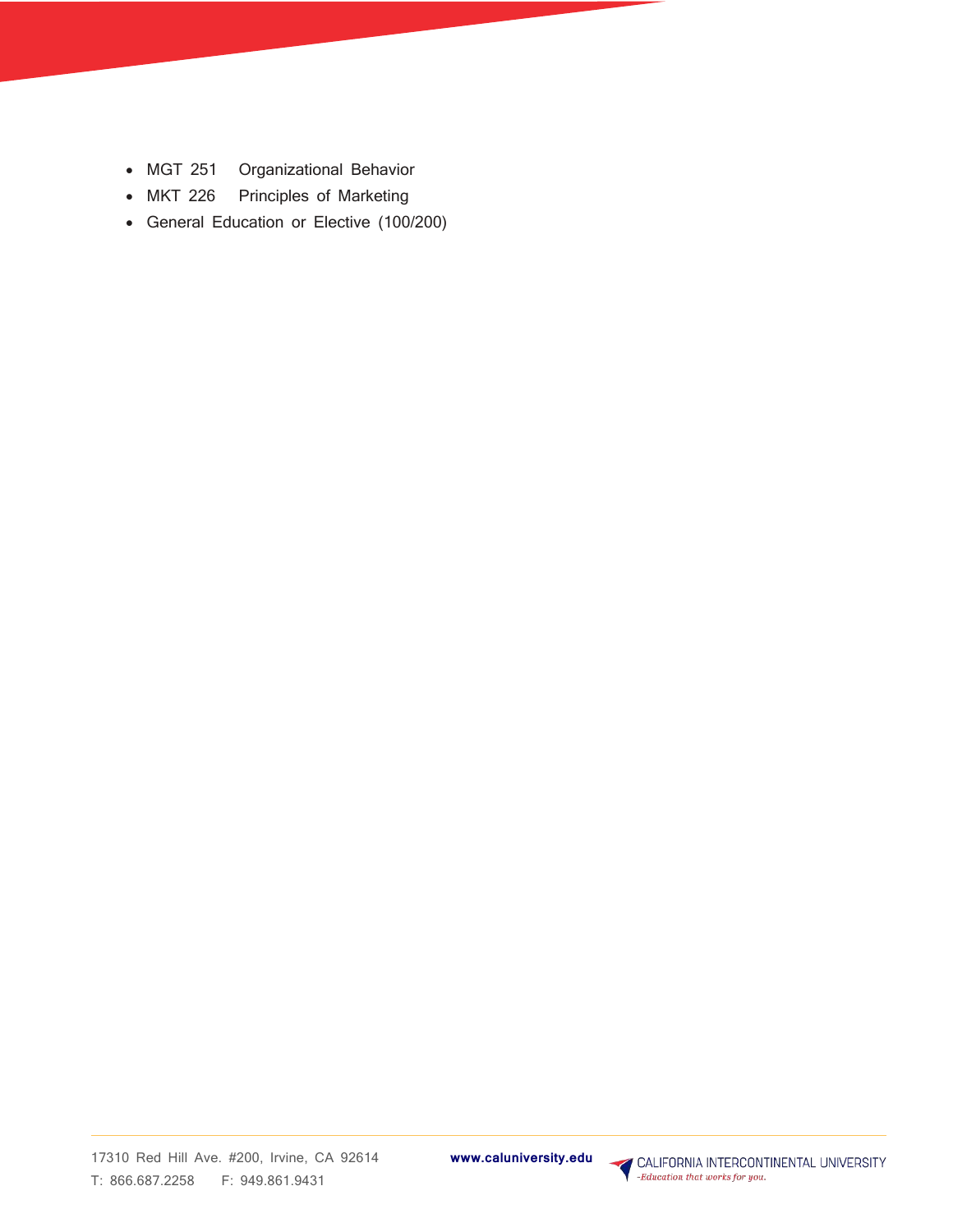- MGT 251 Organizational Behavior
- MKT 226 Principles of Marketing
- General Education or Elective (100/200)